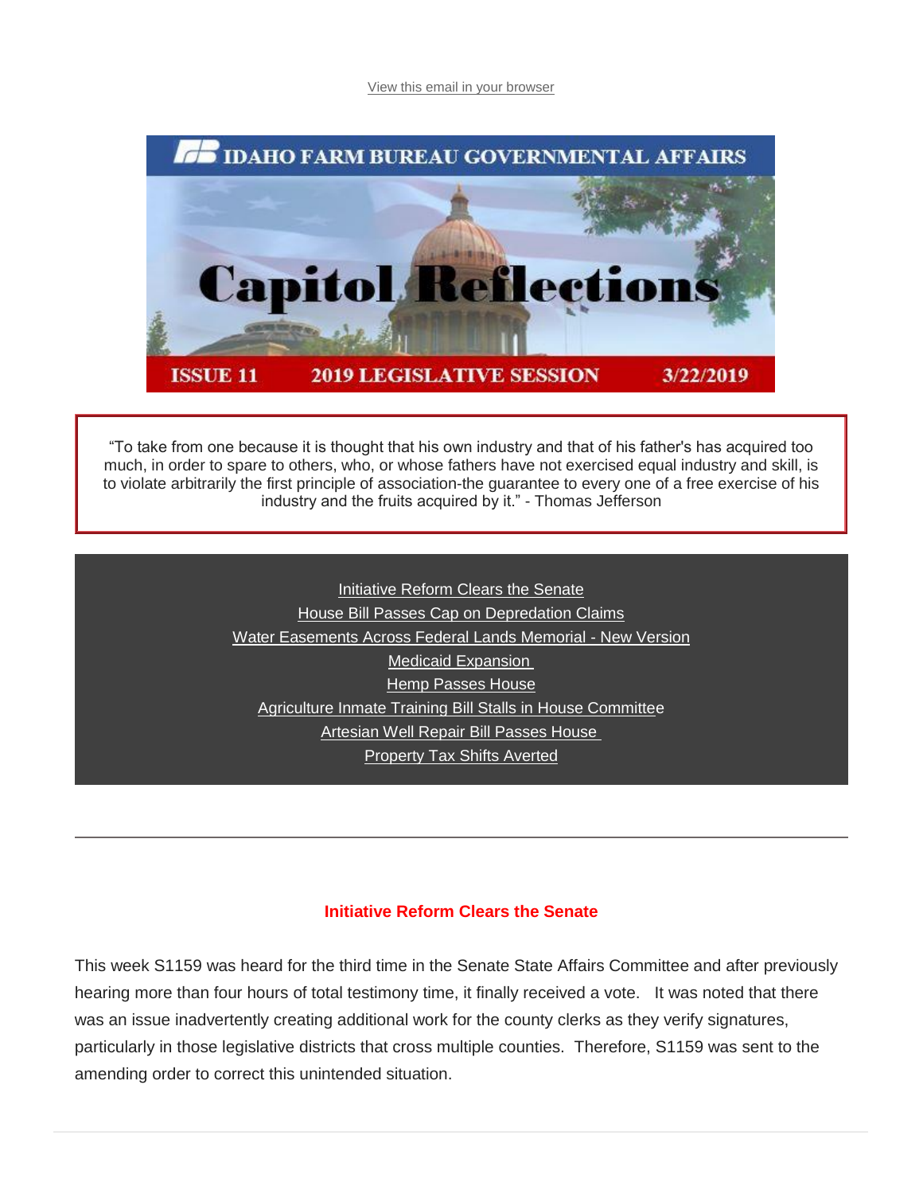View this email in your browser

# IDAHO FARM BUREAU GOVERNMENTAL AFFAIRS

# Capitol Reflections

**ISSUE 11 — 2019 LEGISLATIVE SESSION — 3/22/2019**

> "To take from one because it is thought that his own industry and that of his father's has acquired too much, in order to spare to others, who, or whose fathers have not exercised equal industry and skill, is to violate arbitrarily the first principle of association-the guarantee to every one of a free exercise of his industry and the fruits acquired by it." - Thomas Jefferson

- Initiative Reform Clears the Senate
- House Bill Passes Cap on Depredation Claims
- Water Easements Across Federal Lands Memorial - New Version
- Medicaid Expansion
- Hemp Passes House
- Agriculture Inmate Training Bill Stalls in House Committee
- Artesian Well Repair Bill Passes House
- Property Tax Shifts Averted

---

## Initiative Reform Clears the Senate

This week S1159 was heard for the third time in the Senate State Affairs Committee and after previously hearing more than four hours of total testimony time, it finally received a vote. It was noted that there was an issue inadvertently creating additional work for the county clerks as they verify signatures, particularly in those legislative districts that cross multiple counties. Therefore, S1159 was sent to the amending order to correct this unintended situation.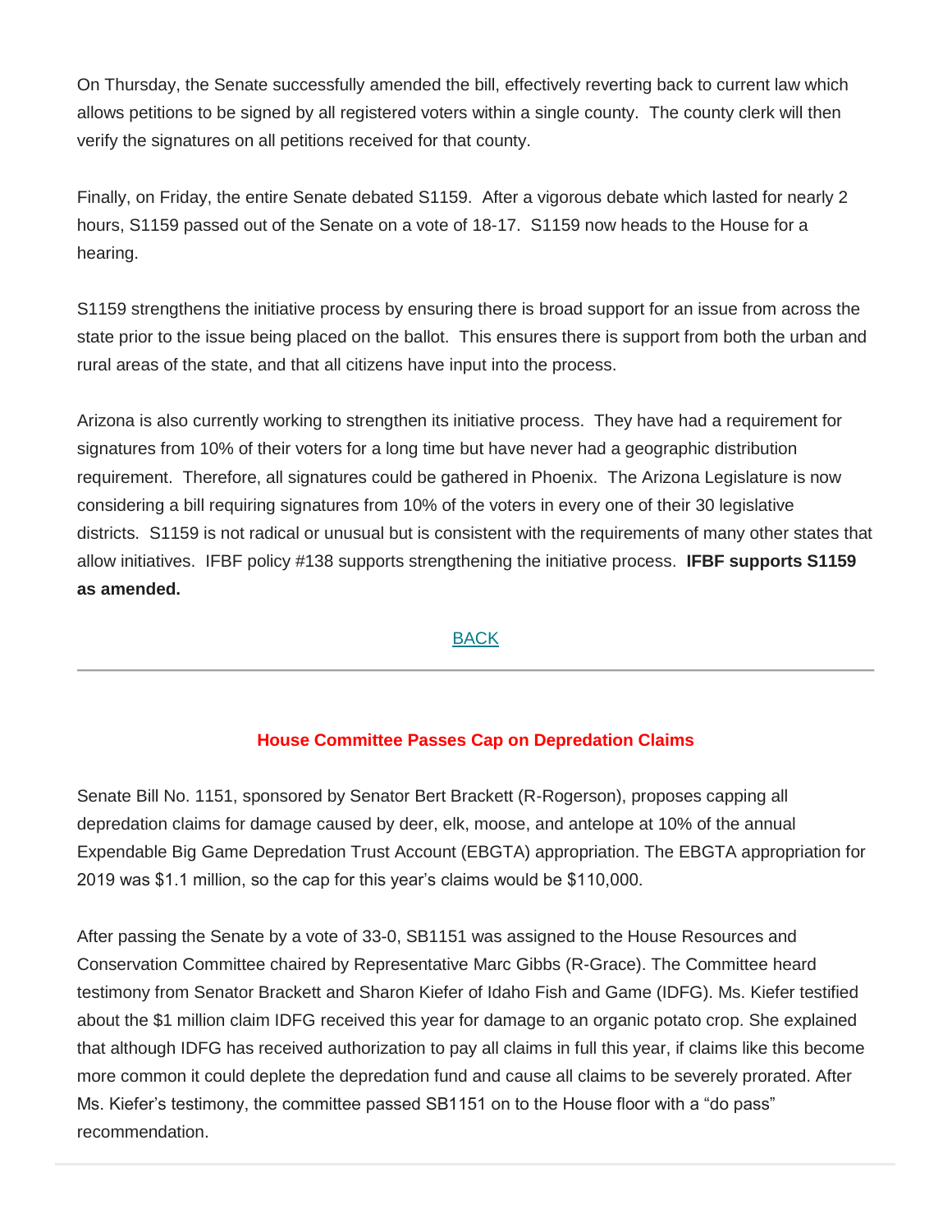On Thursday, the Senate successfully amended the bill, effectively reverting back to current law which allows petitions to be signed by all registered voters within a single county. The county clerk will then verify the signatures on all petitions received for that county.

Finally, on Friday, the entire Senate debated S1159. After a vigorous debate which lasted for nearly 2 hours, S1159 passed out of the Senate on a vote of 18-17. S1159 now heads to the House for a hearing.

S1159 strengthens the initiative process by ensuring there is broad support for an issue from across the state prior to the issue being placed on the ballot. This ensures there is support from both the urban and rural areas of the state, and that all citizens have input into the process.

Arizona is also currently working to strengthen its initiative process. They have had a requirement for signatures from 10% of their voters for a long time but have never had a geographic distribution requirement. Therefore, all signatures could be gathered in Phoenix. The Arizona Legislature is now considering a bill requiring signatures from 10% of the voters in every one of their 30 legislative districts. S1159 is not radical or unusual but is consistent with the requirements of many other states that allow initiatives. IFBF policy #138 supports strengthening the initiative process. **IFBF supports S1159 as amended.**

BACK

---

## House Committee Passes Cap on Depredation Claims

Senate Bill No. 1151, sponsored by Senator Bert Brackett (R-Rogerson), proposes capping all depredation claims for damage caused by deer, elk, moose, and antelope at 10% of the annual Expendable Big Game Depredation Trust Account (EBGTA) appropriation. The EBGTA appropriation for 2019 was $1.1 million, so the cap for this year's claims would be $110,000.

After passing the Senate by a vote of 33-0, SB1151 was assigned to the House Resources and Conservation Committee chaired by Representative Marc Gibbs (R-Grace). The Committee heard testimony from Senator Brackett and Sharon Kiefer of Idaho Fish and Game (IDFG). Ms. Kiefer testified about the $1 million claim IDFG received this year for damage to an organic potato crop. She explained that although IDFG has received authorization to pay all claims in full this year, if claims like this become more common it could deplete the depredation fund and cause all claims to be severely prorated. After Ms. Kiefer's testimony, the committee passed SB1151 on to the House floor with a "do pass" recommendation.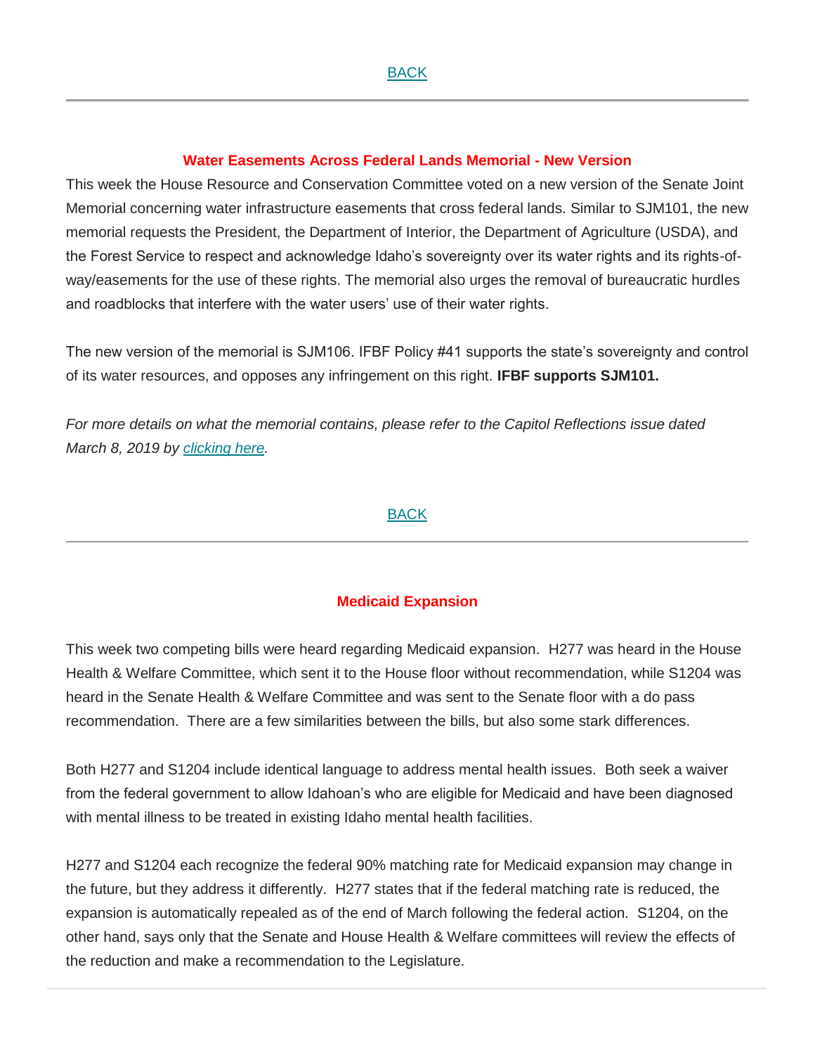BACK

---

### Water Easements Across Federal Lands Memorial - New Version

This week the House Resource and Conservation Committee voted on a new version of the Senate Joint Memorial concerning water infrastructure easements that cross federal lands. Similar to SJM101, the new memorial requests the President, the Department of Interior, the Department of Agriculture (USDA), and the Forest Service to respect and acknowledge Idaho's sovereignty over its water rights and its rights-of-way/easements for the use of these rights. The memorial also urges the removal of bureaucratic hurdles and roadblocks that interfere with the water users' use of their water rights.

The new version of the memorial is SJM106. IFBF Policy #41 supports the state's sovereignty and control of its water resources, and opposes any infringement on this right. **IFBF supports SJM101.**

*For more details on what the memorial contains, please refer to the Capitol Reflections issue dated March 8, 2019 by clicking here.*

BACK

---

### Medicaid Expansion

This week two competing bills were heard regarding Medicaid expansion. H277 was heard in the House Health & Welfare Committee, which sent it to the House floor without recommendation, while S1204 was heard in the Senate Health & Welfare Committee and was sent to the Senate floor with a do pass recommendation. There are a few similarities between the bills, but also some stark differences.

Both H277 and S1204 include identical language to address mental health issues. Both seek a waiver from the federal government to allow Idahoan's who are eligible for Medicaid and have been diagnosed with mental illness to be treated in existing Idaho mental health facilities.

H277 and S1204 each recognize the federal 90% matching rate for Medicaid expansion may change in the future, but they address it differently. H277 states that if the federal matching rate is reduced, the expansion is automatically repealed as of the end of March following the federal action. S1204, on the other hand, says only that the Senate and House Health & Welfare committees will review the effects of the reduction and make a recommendation to the Legislature.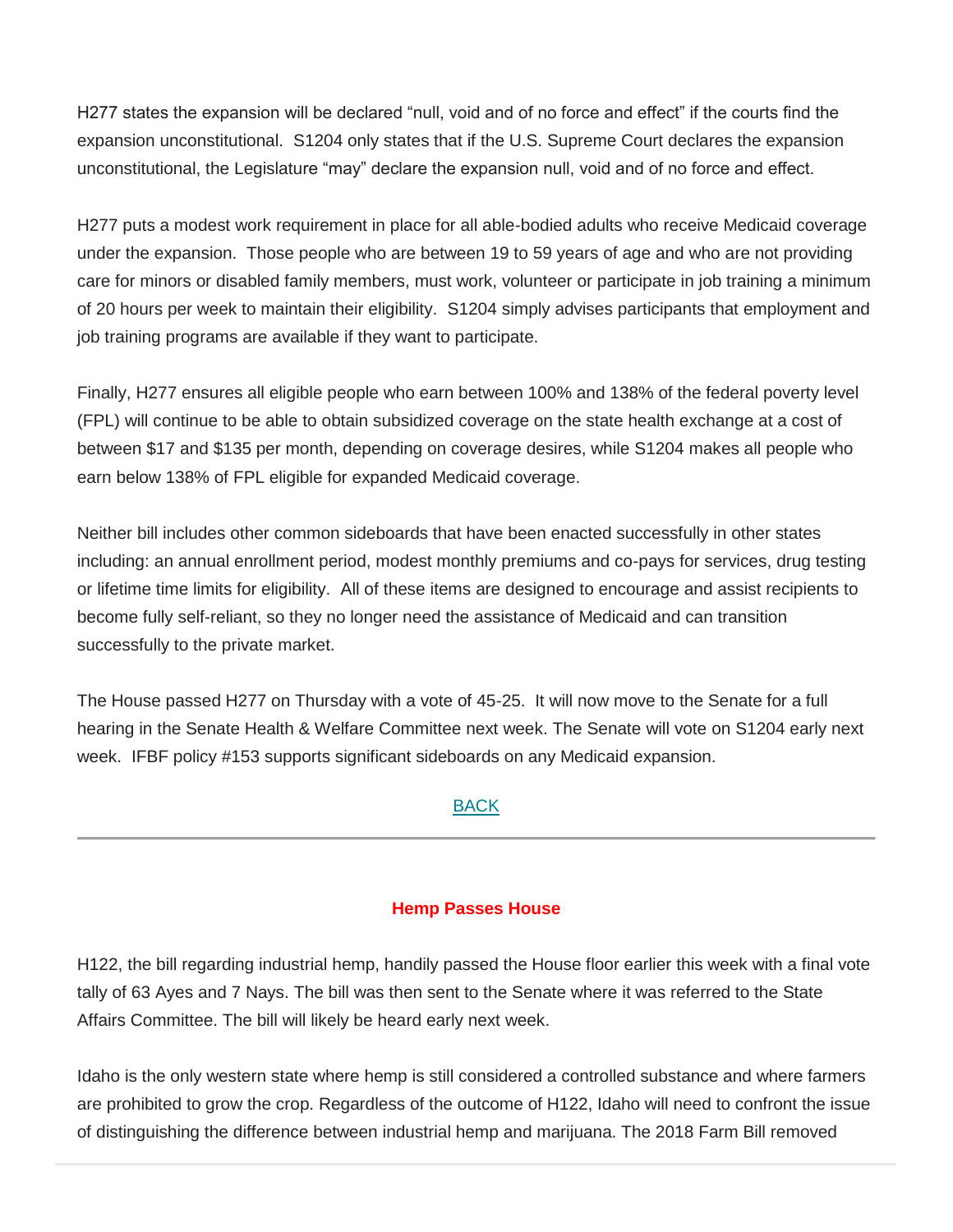H277 states the expansion will be declared "null, void and of no force and effect" if the courts find the expansion unconstitutional. S1204 only states that if the U.S. Supreme Court declares the expansion unconstitutional, the Legislature "may" declare the expansion null, void and of no force and effect.

H277 puts a modest work requirement in place for all able-bodied adults who receive Medicaid coverage under the expansion. Those people who are between 19 to 59 years of age and who are not providing care for minors or disabled family members, must work, volunteer or participate in job training a minimum of 20 hours per week to maintain their eligibility. S1204 simply advises participants that employment and job training programs are available if they want to participate.

Finally, H277 ensures all eligible people who earn between 100% and 138% of the federal poverty level (FPL) will continue to be able to obtain subsidized coverage on the state health exchange at a cost of between $17 and $135 per month, depending on coverage desires, while S1204 makes all people who earn below 138% of FPL eligible for expanded Medicaid coverage.

Neither bill includes other common sideboards that have been enacted successfully in other states including: an annual enrollment period, modest monthly premiums and co-pays for services, drug testing or lifetime time limits for eligibility. All of these items are designed to encourage and assist recipients to become fully self-reliant, so they no longer need the assistance of Medicaid and can transition successfully to the private market.

The House passed H277 on Thursday with a vote of 45-25. It will now move to the Senate for a full hearing in the Senate Health & Welfare Committee next week. The Senate will vote on S1204 early next week. IFBF policy #153 supports significant sideboards on any Medicaid expansion.

BACK

---

### Hemp Passes House

H122, the bill regarding industrial hemp, handily passed the House floor earlier this week with a final vote tally of 63 Ayes and 7 Nays. The bill was then sent to the Senate where it was referred to the State Affairs Committee. The bill will likely be heard early next week.

Idaho is the only western state where hemp is still considered a controlled substance and where farmers are prohibited to grow the crop. Regardless of the outcome of H122, Idaho will need to confront the issue of distinguishing the difference between industrial hemp and marijuana. The 2018 Farm Bill removed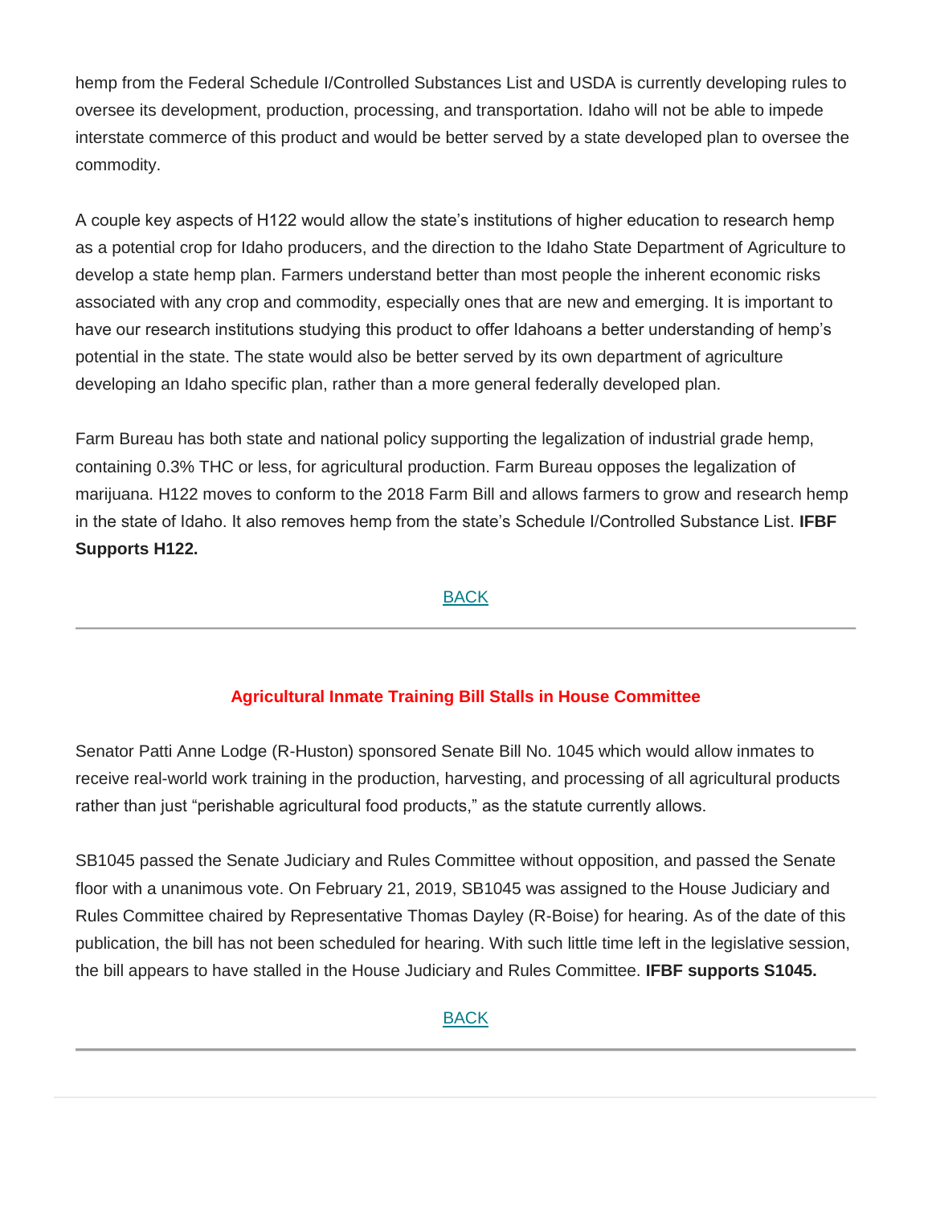hemp from the Federal Schedule I/Controlled Substances List and USDA is currently developing rules to oversee its development, production, processing, and transportation. Idaho will not be able to impede interstate commerce of this product and would be better served by a state developed plan to oversee the commodity.

A couple key aspects of H122 would allow the state's institutions of higher education to research hemp as a potential crop for Idaho producers, and the direction to the Idaho State Department of Agriculture to develop a state hemp plan. Farmers understand better than most people the inherent economic risks associated with any crop and commodity, especially ones that are new and emerging. It is important to have our research institutions studying this product to offer Idahoans a better understanding of hemp's potential in the state. The state would also be better served by its own department of agriculture developing an Idaho specific plan, rather than a more general federally developed plan.

Farm Bureau has both state and national policy supporting the legalization of industrial grade hemp, containing 0.3% THC or less, for agricultural production. Farm Bureau opposes the legalization of marijuana. H122 moves to conform to the 2018 Farm Bill and allows farmers to grow and research hemp in the state of Idaho. It also removes hemp from the state's Schedule I/Controlled Substance List. **IFBF Supports H122.**

BACK

---

### Agricultural Inmate Training Bill Stalls in House Committee

Senator Patti Anne Lodge (R-Huston) sponsored Senate Bill No. 1045 which would allow inmates to receive real-world work training in the production, harvesting, and processing of all agricultural products rather than just "perishable agricultural food products," as the statute currently allows.

SB1045 passed the Senate Judiciary and Rules Committee without opposition, and passed the Senate floor with a unanimous vote. On February 21, 2019, SB1045 was assigned to the House Judiciary and Rules Committee chaired by Representative Thomas Dayley (R-Boise) for hearing. As of the date of this publication, the bill has not been scheduled for hearing. With such little time left in the legislative session, the bill appears to have stalled in the House Judiciary and Rules Committee. **IFBF supports S1045.**

BACK

---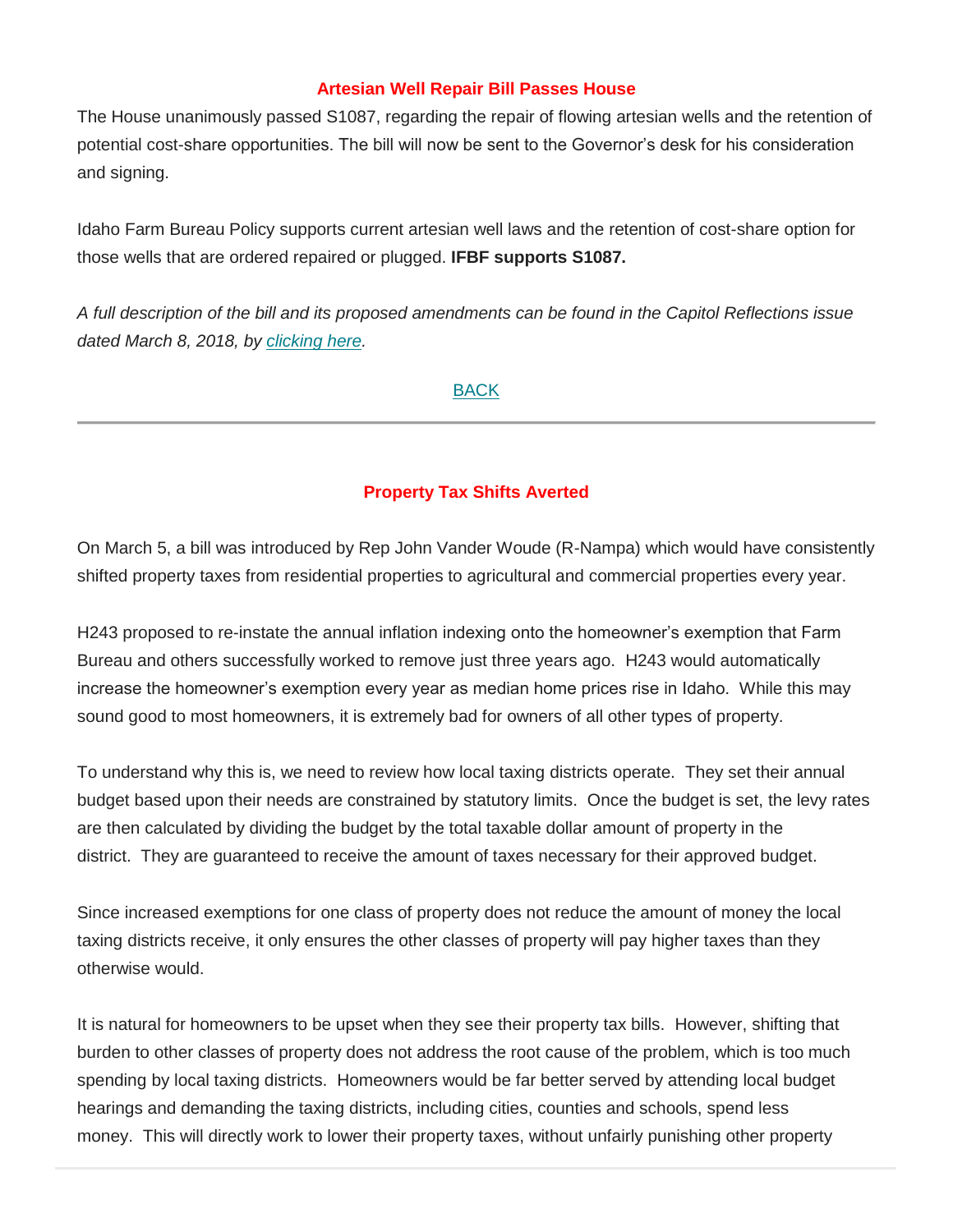### Artesian Well Repair Bill Passes House

The House unanimously passed S1087, regarding the repair of flowing artesian wells and the retention of potential cost-share opportunities. The bill will now be sent to the Governor's desk for his consideration and signing.

Idaho Farm Bureau Policy supports current artesian well laws and the retention of cost-share option for those wells that are ordered repaired or plugged. **IFBF supports S1087.**

*A full description of the bill and its proposed amendments can be found in the Capitol Reflections issue dated March 8, 2018, by [clicking here](#).*

[BACK](#)

---

### Property Tax Shifts Averted

On March 5, a bill was introduced by Rep John Vander Woude (R-Nampa) which would have consistently shifted property taxes from residential properties to agricultural and commercial properties every year.

H243 proposed to re-instate the annual inflation indexing onto the homeowner's exemption that Farm Bureau and others successfully worked to remove just three years ago. H243 would automatically increase the homeowner's exemption every year as median home prices rise in Idaho. While this may sound good to most homeowners, it is extremely bad for owners of all other types of property.

To understand why this is, we need to review how local taxing districts operate. They set their annual budget based upon their needs are constrained by statutory limits. Once the budget is set, the levy rates are then calculated by dividing the budget by the total taxable dollar amount of property in the district. They are guaranteed to receive the amount of taxes necessary for their approved budget.

Since increased exemptions for one class of property does not reduce the amount of money the local taxing districts receive, it only ensures the other classes of property will pay higher taxes than they otherwise would.

It is natural for homeowners to be upset when they see their property tax bills. However, shifting that burden to other classes of property does not address the root cause of the problem, which is too much spending by local taxing districts. Homeowners would be far better served by attending local budget hearings and demanding the taxing districts, including cities, counties and schools, spend less money. This will directly work to lower their property taxes, without unfairly punishing other property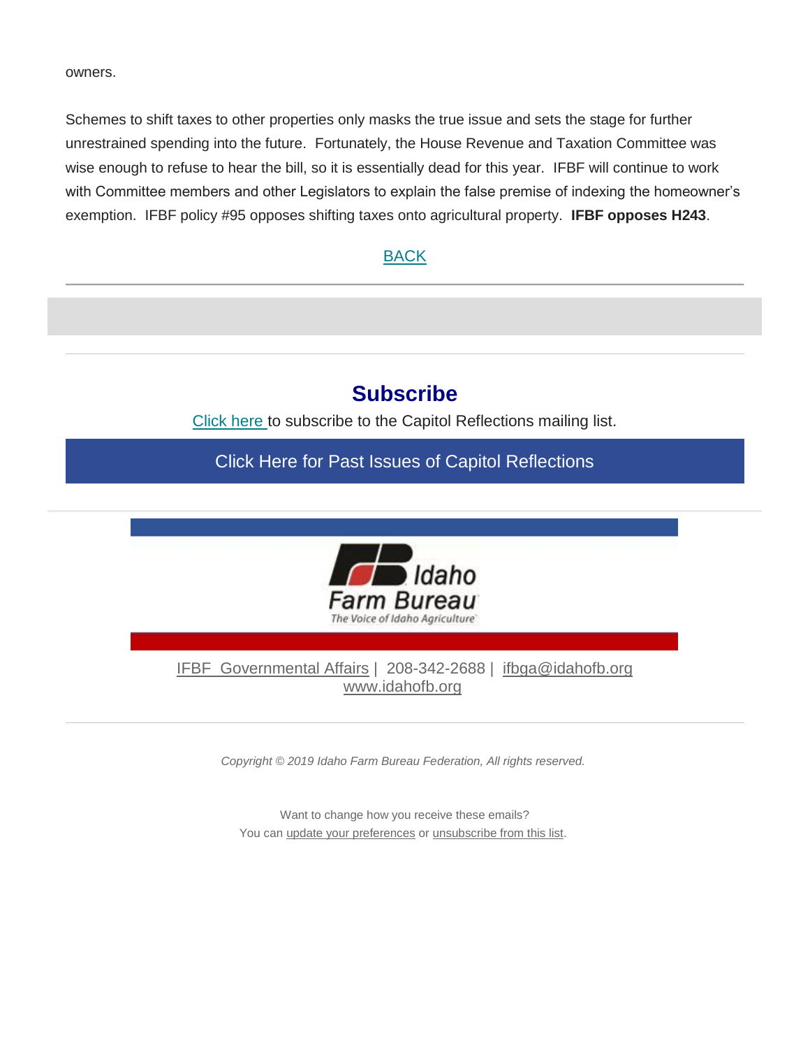owners.

Schemes to shift taxes to other properties only masks the true issue and sets the stage for further unrestrained spending into the future. Fortunately, the House Revenue and Taxation Committee was wise enough to refuse to hear the bill, so it is essentially dead for this year. IFBF will continue to work with Committee members and other Legislators to explain the false premise of indexing the homeowner's exemption. IFBF policy #95 opposes shifting taxes onto agricultural property. **IFBF opposes H243**.

BACK

---

## Subscribe

Click here to subscribe to the Capitol Reflections mailing list.

Click Here for Past Issues of Capitol Reflections

Idaho Farm Bureau
The Voice of Idaho Agriculture

IFBF Governmental Affairs | 208-342-2688 | ifbga@idahofb.org
www.idahofb.org

*Copyright © 2019 Idaho Farm Bureau Federation, All rights reserved.*

Want to change how you receive these emails?
You can update your preferences or unsubscribe from this list.